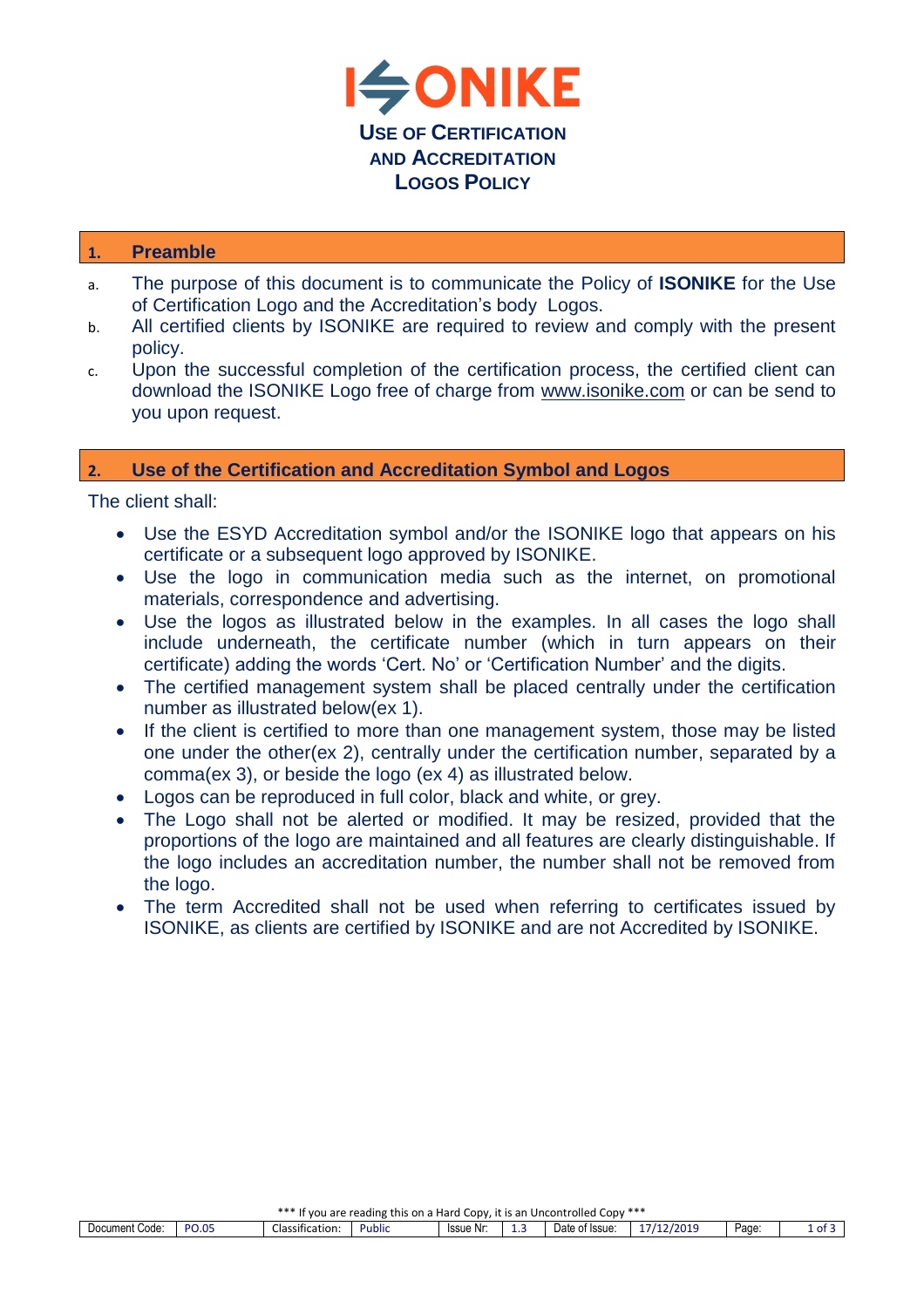# ISONIKE

## USE OF CERTIFICATION AND ACCREDITATION LOGOS POLICY

## 1. Preamble

a. The purpose of this document is to communicate the Policy of **ISONIKE** for the Use of Certification Logo and the Accreditation's body Logos.

b. All certified clients by ISONIKE are required to review and comply with the present policy.

c. Upon the successful completion of the certification process, the certified client can download the ISONIKE Logo free of charge from www.isonike.com or can be send to you upon request.

## 2. Use of the Certification and Accreditation Symbol and Logos

The client shall:

- Use the ESYD Accreditation symbol and/or the ISONIKE logo that appears on his certificate or a subsequent logo approved by ISONIKE.
- Use the logo in communication media such as the internet, on promotional materials, correspondence and advertising.
- Use the logos as illustrated below in the examples. In all cases the logo shall include underneath, the certificate number (which in turn appears on their certificate) adding the words 'Cert. No' or 'Certification Number' and the digits.
- The certified management system shall be placed centrally under the certification number as illustrated below(ex 1).
- If the client is certified to more than one management system, those may be listed one under the other(ex 2), centrally under the certification number, separated by a comma(ex 3), or beside the logo (ex 4) as illustrated below.
- Logos can be reproduced in full color, black and white, or grey.
- The Logo shall not be alerted or modified. It may be resized, provided that the proportions of the logo are maintained and all features are clearly distinguishable. If the logo includes an accreditation number, the number shall not be removed from the logo.
- The term Accredited shall not be used when referring to certificates issued by ISONIKE, as clients are certified by ISONIKE and are not Accredited by ISONIKE.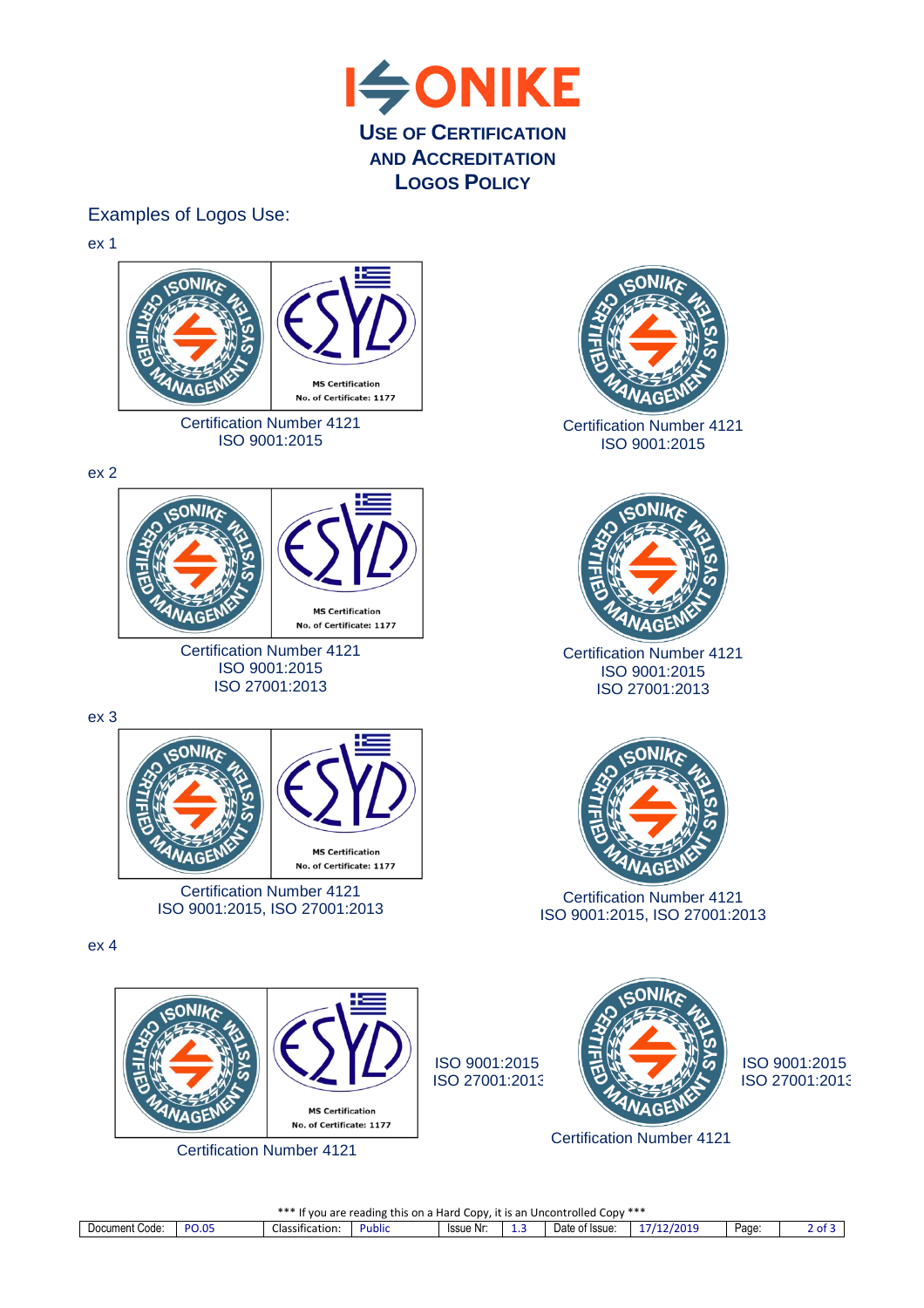# USE OF CERTIFICATION AND ACCREDITATION LOGOS POLICY

## Examples of Logos Use:

ex 1

Certification Number 4121
ISO 9001:2015

Certification Number 4121
ISO 9001:2015

ex 2

Certification Number 4121
ISO 9001:2015
ISO 27001:2013

Certification Number 4121
ISO 9001:2015
ISO 27001:2013

ex 3

Certification Number 4121
ISO 9001:2015, ISO 27001:2013

Certification Number 4121
ISO 9001:2015, ISO 27001:2013

ex 4

Certification Number 4121

ISO 9001:2015
ISO 27001:2013

ISO 9001:2015
ISO 27001:2013

Certification Number 4121

*** If you are reading this on a Hard Copy, it is an Uncontrolled Copy ***

| Document Code: | PO.05 | Classification: | Public | Issue Nr: | 1.3 | Date of Issue: | 17/12/2019 |
|---|---|---|---|---|---|---|---|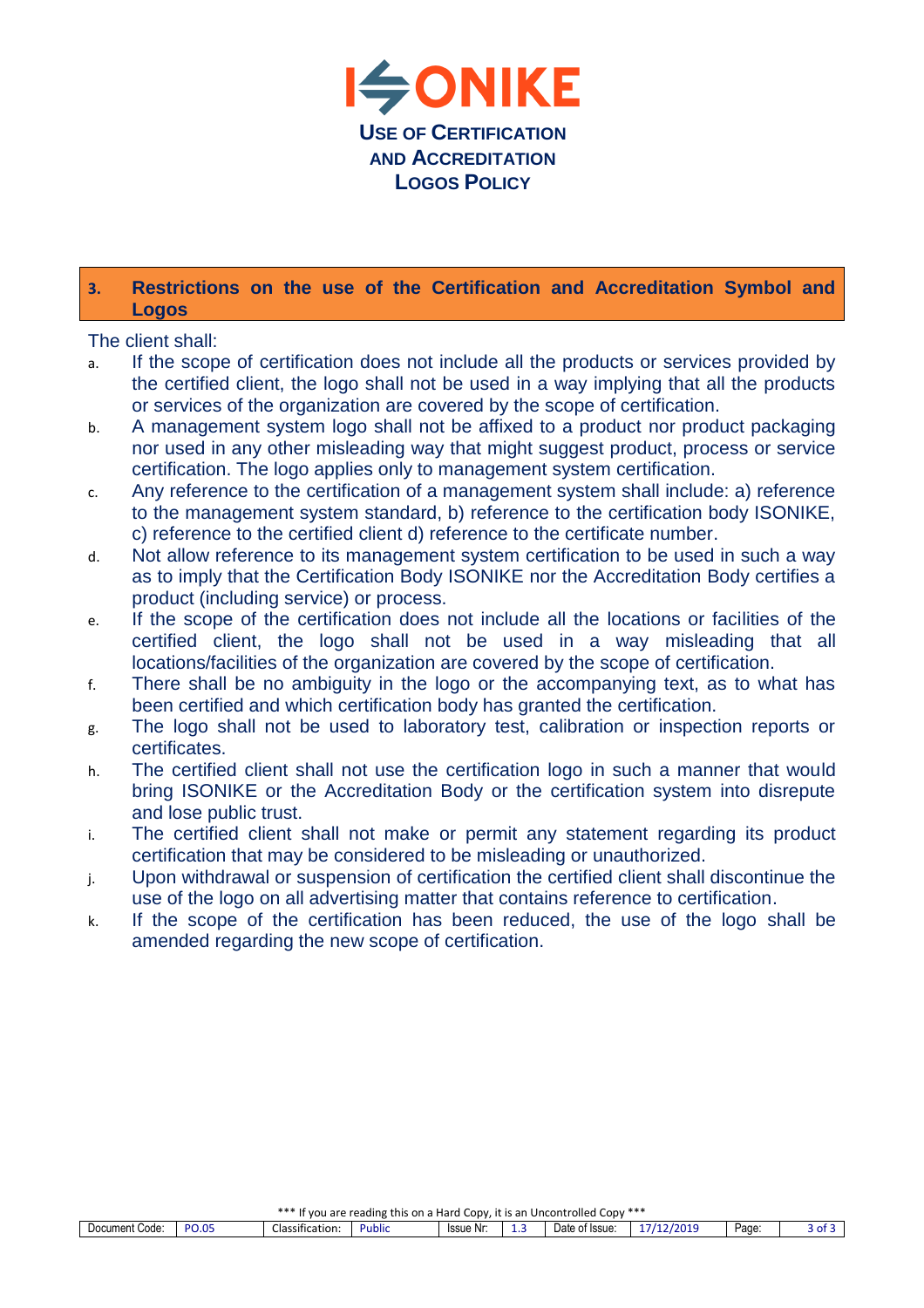## 3. Restrictions on the use of the Certification and Accreditation Symbol and Logos

The client shall:

a. If the scope of certification does not include all the products or services provided by the certified client, the logo shall not be used in a way implying that all the products or services of the organization are covered by the scope of certification.

b. A management system logo shall not be affixed to a product nor product packaging nor used in any other misleading way that might suggest product, process or service certification. The logo applies only to management system certification.

c. Any reference to the certification of a management system shall include: a) reference to the management system standard, b) reference to the certification body ISONIKE, c) reference to the certified client d) reference to the certificate number.

d. Not allow reference to its management system certification to be used in such a way as to imply that the Certification Body ISONIKE nor the Accreditation Body certifies a product (including service) or process.

e. If the scope of the certification does not include all the locations or facilities of the certified client, the logo shall not be used in a way misleading that all locations/facilities of the organization are covered by the scope of certification.

f. There shall be no ambiguity in the logo or the accompanying text, as to what has been certified and which certification body has granted the certification.

g. The logo shall not be used to laboratory test, calibration or inspection reports or certificates.

h. The certified client shall not use the certification logo in such a manner that would bring ISONIKE or the Accreditation Body or the certification system into disrepute and lose public trust.

i. The certified client shall not make or permit any statement regarding its product certification that may be considered to be misleading or unauthorized.

j. Upon withdrawal or suspension of certification the certified client shall discontinue the use of the logo on all advertising matter that contains reference to certification.

k. If the scope of the certification has been reduced, the use of the logo shall be amended regarding the new scope of certification.